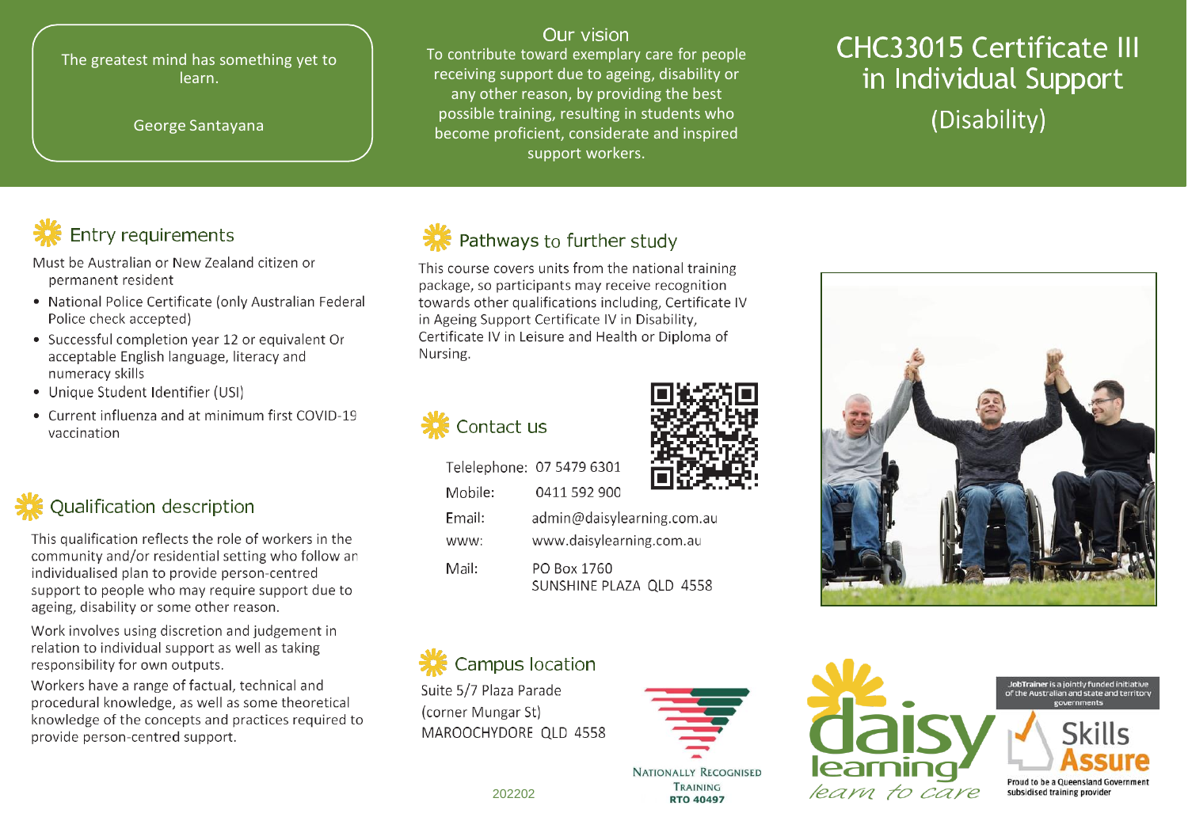> The greatest mind has something yet to learn.
>
> George Santayana

## Our vision

To contribute toward exemplary care for people receiving support due to ageing, disability or any other reason, by providing the best possible training, resulting in students who become proficient, considerate and inspired support workers.

# CHC33015 Certificate III in Individual Support (Disability)

## Entry requirements

Must be Australian or New Zealand citizen or permanent resident

- National Police Certificate (only Australian Federal Police check accepted)
- Successful completion year 12 or equivalent Or acceptable English language, literacy and numeracy skills
- Unique Student Identifier (USI)
- Current influenza and at minimum first COVID-19 vaccination

## Qualification description

This qualification reflects the role of workers in the community and/or residential setting who follow an individualised plan to provide person-centred support to people who may require support due to ageing, disability or some other reason.

Work involves using discretion and judgement in relation to individual support as well as taking responsibility for own outputs.

Workers have a range of factual, technical and procedural knowledge, as well as some theoretical knowledge of the concepts and practices required to provide person-centred support.

## Pathways to further study

This course covers units from the national training package, so participants may receive recognition towards other qualifications including, Certificate IV in Ageing Support Certificate IV in Disability, Certificate IV in Leisure and Health or Diploma of Nursing.

## Contact us

Telelephone: 07 5479 6301

Mobile: 0411 592 900

Email: admin@daisylearning.com.au

www: www.daisylearning.com.au

Mail: PO Box 1760
SUNSHINE PLAZA QLD 4558

## Campus location

Suite 5/7 Plaza Parade
(corner Mungar St)
MAROOCHYDORE QLD 4558

202202

Nationally Recognised Training
RTO 40497

daisy learning
learn to care

JobTrainer is a jointly funded initiative of the Australian and state and territory governments

Skills Assure

Proud to be a Queensland Government subsidised training provider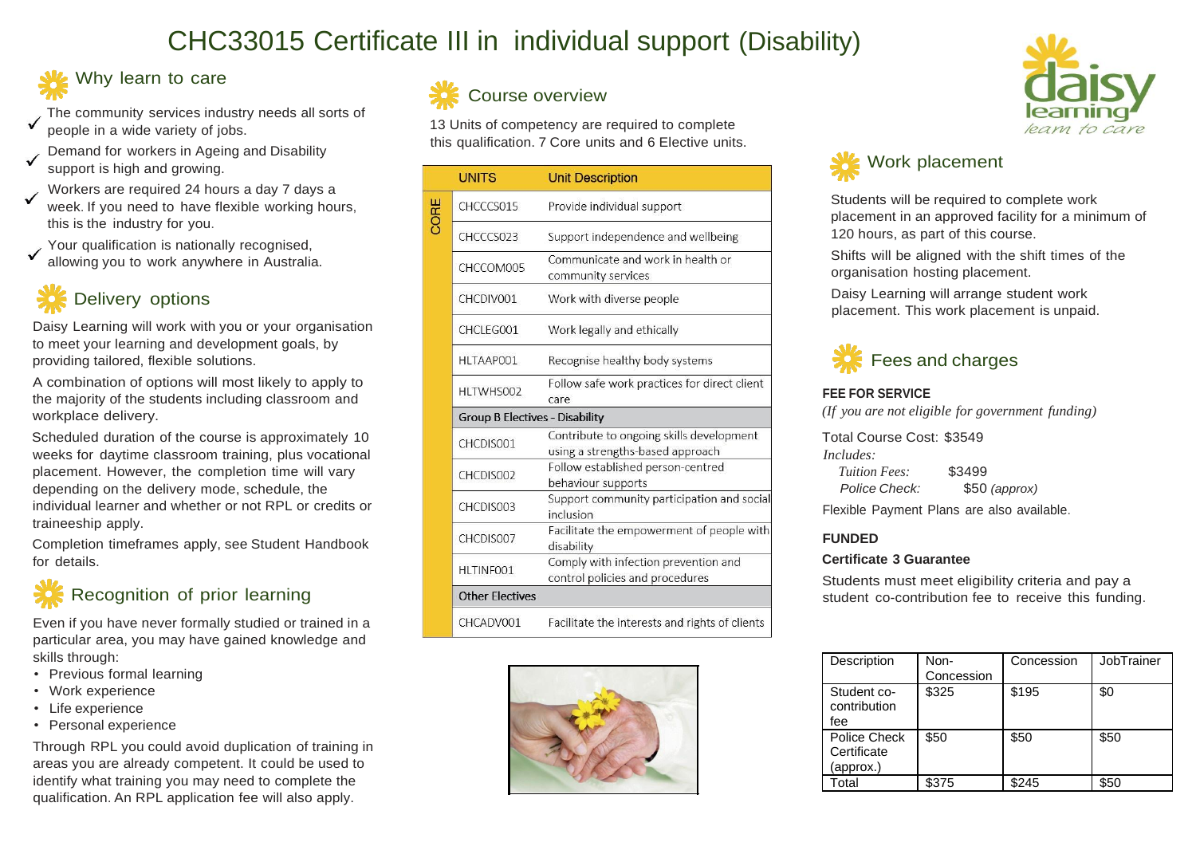# CHC33015 Certificate III in individual support (Disability)

## Why learn to care

- The community services industry needs all sorts of people in a wide variety of jobs.
- Demand for workers in Ageing and Disability support is high and growing.
- Workers are required 24 hours a day 7 days a week. If you need to have flexible working hours, this is the industry for you.
- Your qualification is nationally recognised, allowing you to work anywhere in Australia.

## Delivery options

Daisy Learning will work with you or your organisation to meet your learning and development goals, by providing tailored, flexible solutions.

A combination of options will most likely to apply to the majority of the students including classroom and workplace delivery.

Scheduled duration of the course is approximately 10 weeks for daytime classroom training, plus vocational placement. However, the completion time will vary depending on the delivery mode, schedule, the individual learner and whether or not RPL or credits or traineeship apply.

Completion timeframes apply, see Student Handbook for details.

## Recognition of prior learning

Even if you have never formally studied or trained in a particular area, you may have gained knowledge and skills through:

- Previous formal learning
- Work experience
- Life experience
- Personal experience

Through RPL you could avoid duplication of training in areas you are already competent. It could be used to identify what training you may need to complete the qualification. An RPL application fee will also apply.

## Course overview

13 Units of competency are required to complete this qualification. 7 Core units and 6 Elective units.

| | UNITS | Unit Description |
|---|---|---|
| CORE | CHCCCS015 | Provide individual support |
| | CHCCCS023 | Support independence and wellbeing |
| | CHCCOM005 | Communicate and work in health or community services |
| | CHCDIV001 | Work with diverse people |
| | CHCLEG001 | Work legally and ethically |
| | HLTAAP001 | Recognise healthy body systems |
| | HLTWHS002 | Follow safe work practices for direct client care |
| | Group B Electives - Disability | |
| | CHCDIS001 | Contribute to ongoing skills development using a strengths-based approach |
| | CHCDIS002 | Follow established person-centred behaviour supports |
| | CHCDIS003 | Support community participation and social inclusion |
| | CHCDIS007 | Facilitate the empowerment of people with disability |
| | HLTINF001 | Comply with infection prevention and control policies and procedures |
| | Other Electives | |
| | CHCADV001 | Facilitate the interests and rights of clients |

daisy learning
*learn to care*

## Work placement

Students will be required to complete work placement in an approved facility for a minimum of 120 hours, as part of this course.

Shifts will be aligned with the shift times of the organisation hosting placement.

Daisy Learning will arrange student work placement. This work placement is unpaid.

## Fees and charges

**FEE FOR SERVICE**

*(If you are not eligible for government funding)*

Total Course Cost: $3549

*Includes:*

*Tuition Fees:* $3499

*Police Check:* $50 *(approx)*

Flexible Payment Plans are also available.

**FUNDED**

**Certificate 3 Guarantee**

Students must meet eligibility criteria and pay a student co-contribution fee to receive this funding.

| Description | Non-Concession | Concession | JobTrainer |
|---|---|---|---|
| Student co-contribution fee | $325 | $195 | $0 |
| Police Check Certificate (approx.) | $50 | $50 | $50 |
| Total | $375 | $245 | $50 |